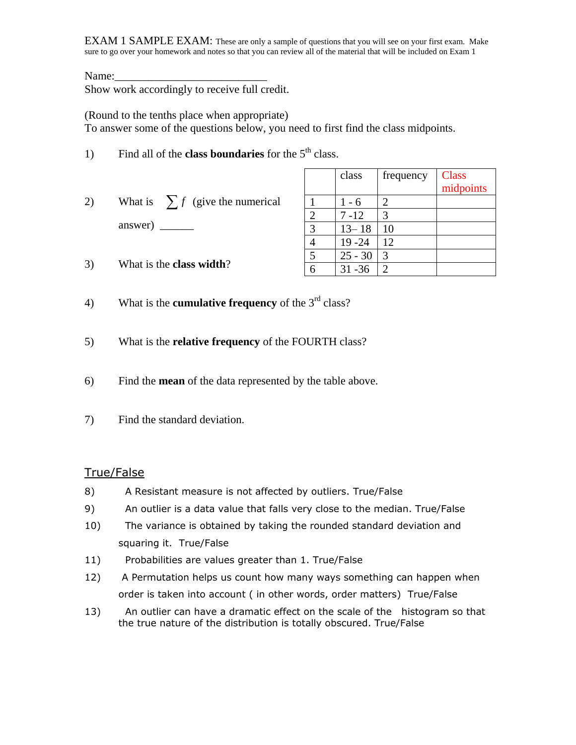EXAM 1 SAMPLE EXAM: These are only a sample of questions that you will see on your first exam. Make sure to go over your homework and notes so that you can review all of the material that will be included on Exam 1

Name:___________________________

Show work accordingly to receive full credit.

(Round to the tenths place when appropriate)

To answer some of the questions below, you need to first find the class midpoints.

1) Find all of the **class boundaries** for the 5th class.

2) What is $\sum f$ (give the numerical answer) ______

3) What is the **class width**?

|  | class | frequency | Class midpoints |
|---|---|---|---|
| 1 | 1 - 6 | 2 |  |
| 2 | 7 -12 | 3 |  |
| 3 | 13– 18 | 10 |  |
| 4 | 19 -24 | 12 |  |
| 5 | 25 - 30 | 3 |  |
| 6 | 31 -36 | 2 |  |

4) What is the **cumulative frequency** of the 3rd class?

5) What is the **relative frequency** of the FOURTH class?

6) Find the **mean** of the data represented by the table above.

7) Find the standard deviation.

## True/False

8) A Resistant measure is not affected by outliers. True/False

9) An outlier is a data value that falls very close to the median. True/False

10) The variance is obtained by taking the rounded standard deviation and squaring it. True/False

11) Probabilities are values greater than 1. True/False

12) A Permutation helps us count how many ways something can happen when order is taken into account ( in other words, order matters) True/False

13) An outlier can have a dramatic effect on the scale of the histogram so that the true nature of the distribution is totally obscured. True/False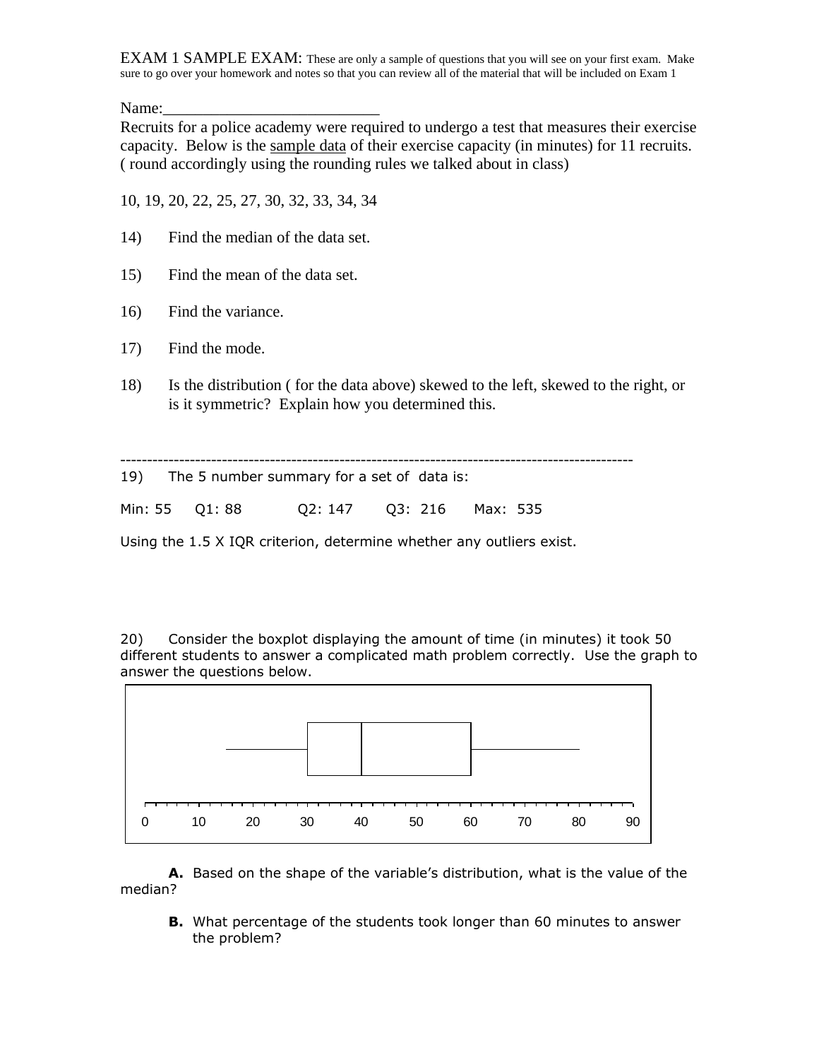EXAM 1 SAMPLE EXAM: These are only a sample of questions that you will see on your first exam. Make sure to go over your homework and notes so that you can review all of the material that will be included on Exam 1

Name:___________________________

Recruits for a police academy were required to undergo a test that measures their exercise capacity. Below is the sample data of their exercise capacity (in minutes) for 11 recruits. ( round accordingly using the rounding rules we talked about in class)

10, 19, 20, 22, 25, 27, 30, 32, 33, 34, 34

14) Find the median of the data set.

15) Find the mean of the data set.

16) Find the variance.

17) Find the mode.

18) Is the distribution ( for the data above) skewed to the left, skewed to the right, or is it symmetric? Explain how you determined this.

---

19) The 5 number summary for a set of data is:

Min: 55 Q1: 88 Q2: 147 Q3: 216 Max: 535

Using the 1.5 X IQR criterion, determine whether any outliers exist.

20) Consider the boxplot displaying the amount of time (in minutes) it took 50 different students to answer a complicated math problem correctly. Use the graph to answer the questions below.

**A.** Based on the shape of the variable's distribution, what is the value of the median?

**B.** What percentage of the students took longer than 60 minutes to answer the problem?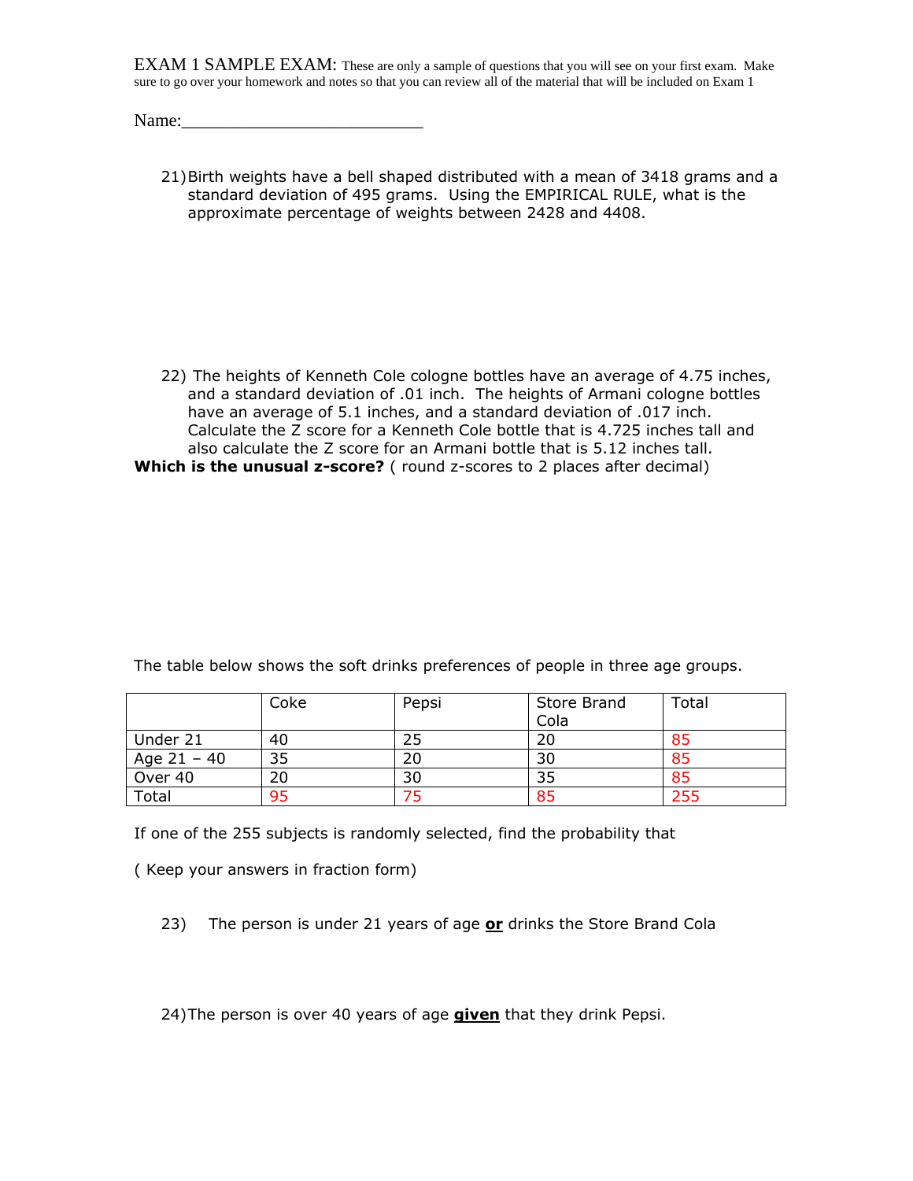EXAM 1 SAMPLE EXAM: These are only a sample of questions that you will see on your first exam. Make sure to go over your homework and notes so that you can review all of the material that will be included on Exam 1

Name:___________________________

21) Birth weights have a bell shaped distributed with a mean of 3418 grams and a standard deviation of 495 grams. Using the EMPIRICAL RULE, what is the approximate percentage of weights between 2428 and 4408.

22) The heights of Kenneth Cole cologne bottles have an average of 4.75 inches, and a standard deviation of .01 inch. The heights of Armani cologne bottles have an average of 5.1 inches, and a standard deviation of .017 inch. Calculate the Z score for a Kenneth Cole bottle that is 4.725 inches tall and also calculate the Z score for an Armani bottle that is 5.12 inches tall.

**Which is the unusual z-score?** ( round z-scores to 2 places after decimal)

The table below shows the soft drinks preferences of people in three age groups.

| | Coke | Pepsi | Store Brand Cola | Total |
|---|---|---|---|---|
| Under 21 | 40 | 25 | 20 | 85 |
| Age 21 – 40 | 35 | 20 | 30 | 85 |
| Over 40 | 20 | 30 | 35 | 85 |
| Total | 95 | 75 | 85 | 255 |

If one of the 255 subjects is randomly selected, find the probability that

( Keep your answers in fraction form)

23) The person is under 21 years of age **or** drinks the Store Brand Cola

24) The person is over 40 years of age **given** that they drink Pepsi.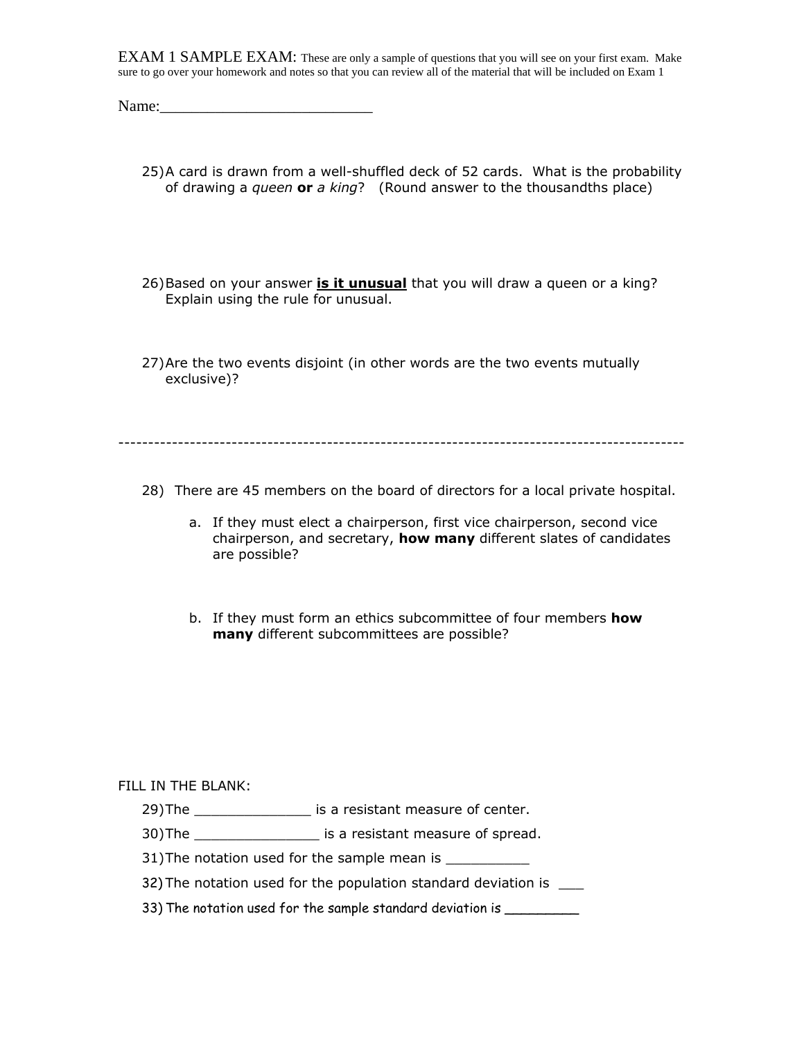EXAM 1 SAMPLE EXAM: These are only a sample of questions that you will see on your first exam. Make sure to go over your homework and notes so that you can review all of the material that will be included on Exam 1

Name:___________________________

25) A card is drawn from a well-shuffled deck of 52 cards. What is the probability of drawing a *queen* **or** *a king*? (Round answer to the thousandths place)

26) Based on your answer **<u>is it unusual</u>** that you will draw a queen or a king? Explain using the rule for unusual.

27) Are the two events disjoint (in other words are the two events mutually exclusive)?

-----------------------------------------------------------------------------------------------

28) There are 45 members on the board of directors for a local private hospital.

a. If they must elect a chairperson, first vice chairperson, second vice chairperson, and secretary, **how many** different slates of candidates are possible?

b. If they must form an ethics subcommittee of four members **how many** different subcommittees are possible?

FILL IN THE BLANK:

29) The ______________ is a resistant measure of center.

30) The _______________ is a resistant measure of spread.

31) The notation used for the sample mean is __________

32) The notation used for the population standard deviation is ___

33) The notation used for the sample standard deviation is _________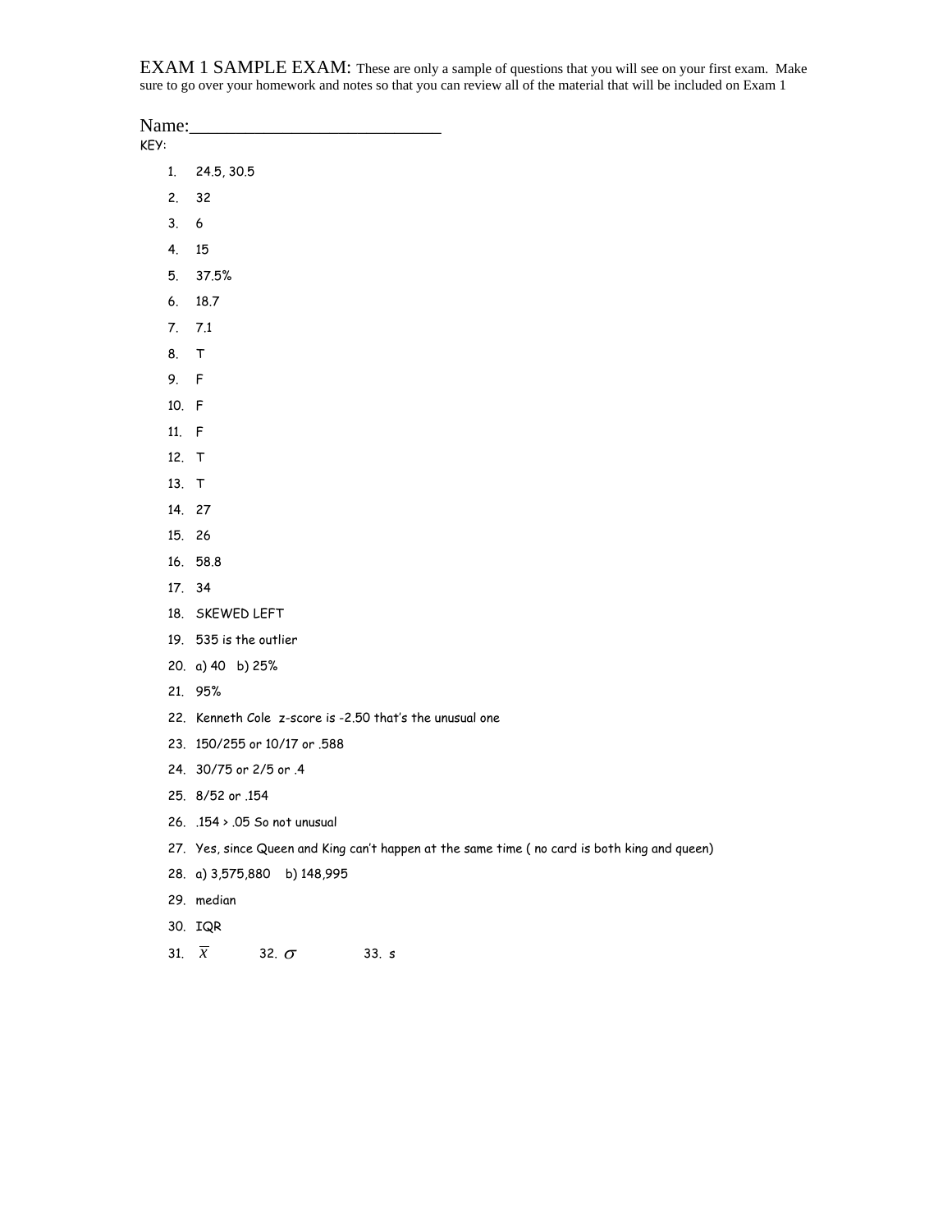EXAM 1 SAMPLE EXAM: These are only a sample of questions that you will see on your first exam. Make sure to go over your homework and notes so that you can review all of the material that will be included on Exam 1

Name:____________________________

KEY:

1. 24.5, 30.5
2. 32
3. 6
4. 15
5. 37.5%
6. 18.7
7. 7.1
8. T
9. F
10. F
11. F
12. T
13. T
14. 27
15. 26
16. 58.8
17. 34
18. SKEWED LEFT
19. 535 is the outlier
20. a) 40 b) 25%
21. 95%
22. Kenneth Cole z-score is -2.50 that's the unusual one
23. 150/255 or 10/17 or .588
24. 30/75 or 2/5 or .4
25. 8/52 or .154
26. .154 > .05 So not unusual
27. Yes, since Queen and King can't happen at the same time ( no card is both king and queen)
28. a) 3,575,880 b) 148,995
29. median
30. IQR
31. $\overline{X}$ 32. $\sigma$ 33. s